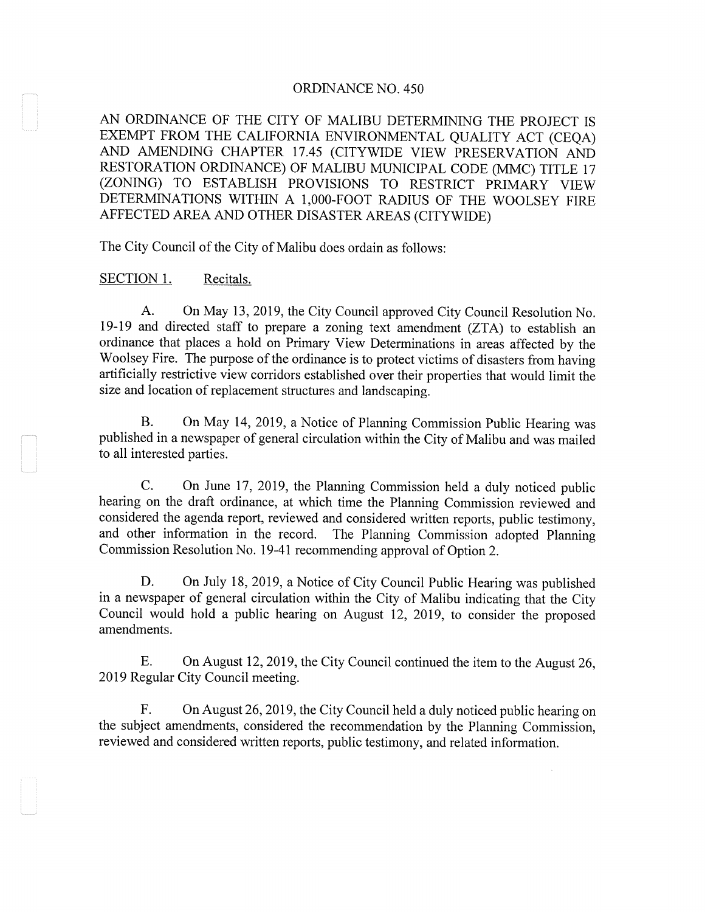# ORDINANCE NO. 450

AN ORDINANCE OF THE CITY OF MALIBU DETERMINING THE PROJECT IS EXEMPT FROM THE CALIFORNIA ENVIRONMENTAL QUALITY ACT (CEQA) AND AMENDING CHAPTER 17.45 (CITYWIDE VIEW PRESERVATION AND RESTORATION ORDINANCE) OF MALIBU MUNICIPAL CODE (MMC) TITLE 17 (ZONING) TO ESTABLISH PROVISIONS TO RESTRICT PRIMARY VIEW DETERMINATIONS WITHIN A 1,000-FOOT RADIUS OF THE WOOLSEY FIRE AFFECTED AREA AND OTHER DISASTER AREAS (CITYWIDE)

The City Council of the City of Malibu does ordain as follows:

SECTION 1. Recitals.

A. On May 13, 2019, the City Council approved City Council Resolution No. 19-19 and directed staff to prepare a zoning text amendment (ZTA) to establish an ordinance that places a hold on Primary View Determinations in areas affected by the Woolsey Fire. The purpose of the ordinance is to protect victims of disasters from having artificially restrictive view corridors established over their properties that would limit the size and location of replacement structures and landscaping.

B. On May 14, 2019, a Notice of Planning Commission Public Hearing was published in a newspaper of general circulation within the City of Malibu and was mailed to all interested parties.

C. On June 17, 2019, the Planning Commission held a duly noticed public hearing on the draft ordinance, at which time the Planning Commission reviewed and considered the agenda report, reviewed and considered written reports, public testimony, and other information in the record. The Planning Commission adopted Planning Commission Resolution No. 19-41 recommending approval of Option 2.

D. On July 18, 2019, a Notice of City Council Public Hearing was published in a newspaper of general circulation within the City of Malibu indicating that the City Council would hold a public hearing on August 12, 2019, to consider the proposed amendments.

E. On August 12, 2019, the City Council continued the item to the August 26, 2019 Regular City Council meeting.

F. On August 26, 2019, the City Council held a duly noticed public hearing on the subject amendments, considered the recommendation by the Planning Commission, reviewed and considered written reports, public testimony, and related information.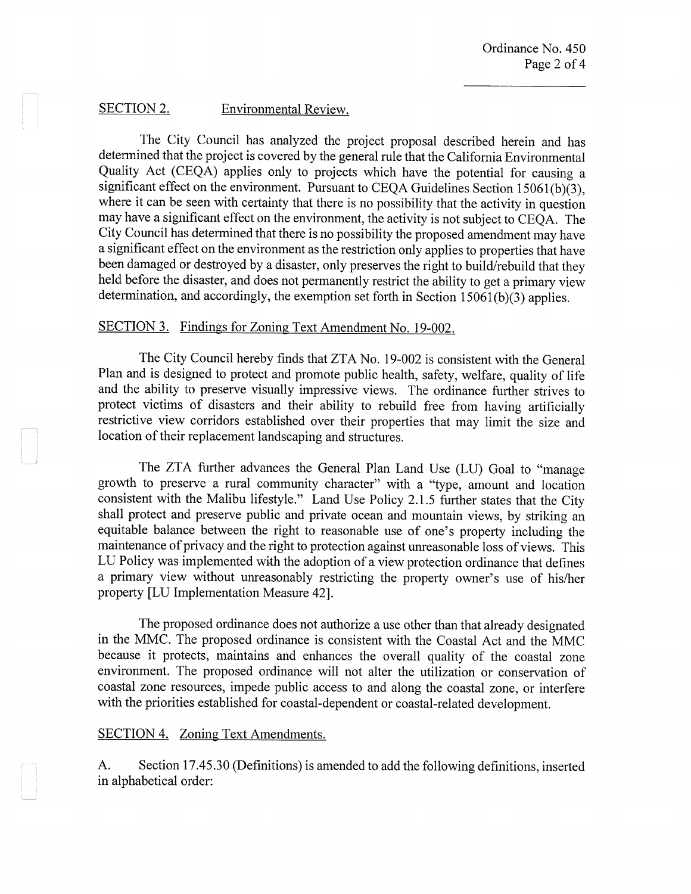SECTION 2. Environmental Review.

The City Council has analyzed the project proposal described herein and has determined that the project is covered by the general rule that the California Environmental Quality Act (CEQA) applies only to projects which have the potential for causing a significant effect on the environment. Pursuant to CEQA Guidelines Section 15061(b)(3), where it can be seen with certainty that there is no possibility that the activity in question may have a significant effect on the environment, the activity is not subject to CEQA. The City Council has determined that there is no possibility the proposed amendment may have a significant effect on the environment as the restriction only applies to properties that have been damaged or destroyed by a disaster, only preserves the right to build/rebuild that they held before the disaster, and does not permanently restrict the ability to get a primary view determination, and accordingly, the exemption set forth in Section 15061(b)(3) applies.

SECTION 3. Findings for Zoning Text Amendment No. 19-002.

The City Council hereby finds that ZTA No. 19-002 is consistent with the General Plan and is designed to protect and promote public health, safety, welfare, quality of life and the ability to preserve visually impressive views. The ordinance further strives to protect victims of disasters and their ability to rebuild free from having artificially restrictive view corridors established over their properties that may limit the size and location of their replacement landscaping and structures.

The ZTA further advances the General Plan Land Use (LU) Goal to "manage growth to preserve a rural community character" with a "type, amount and location consistent with the Malibu lifestyle." Land Use Policy 2.1.5 further states that the City shall protect and preserve public and private ocean and mountain views, by striking an equitable balance between the right to reasonable use of one's property including the maintenance of privacy and the right to protection against unreasonable loss of views. This LU Policy was implemented with the adoption of a view protection ordinance that defines a primary view without unreasonably restricting the property owner's use of his/her property [LU Implementation Measure 42].

The proposed ordinance does not authorize a use other than that already designated in the MMC. The proposed ordinance is consistent with the Coastal Act and the MMC because it protects, maintains and enhances the overall quality of the coastal zone environment. The proposed ordinance will not alter the utilization or conservation of coastal zone resources, impede public access to and along the coastal zone, or interfere with the priorities established for coastal-dependent or coastal-related development.

SECTION 4. Zoning Text Amendments.

A. Section 17.45.30 (Definitions) is amended to add the following definitions, inserted in alphabetical order: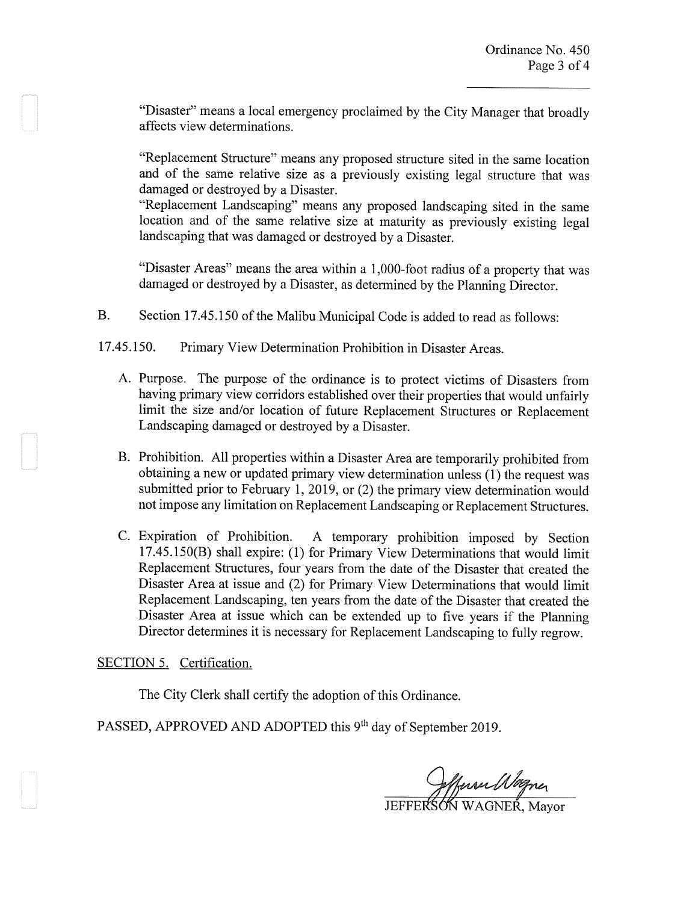"Disaster" means a local emergency proclaimed by the City Manager that broadly affects view determinations.

"Replacement Structure" means any proposed structure sited in the same location and of the same relative size as a previously existing legal structure that was damaged or destroyed by a Disaster.
"Replacement Landscaping" means any proposed landscaping sited in the same location and of the same relative size at maturity as previously existing legal landscaping that was damaged or destroyed by a Disaster.

"Disaster Areas" means the area within a 1,000-foot radius of a property that was damaged or destroyed by a Disaster, as determined by the Planning Director.

B. Section 17.45.150 of the Malibu Municipal Code is added to read as follows:

17.45.150. Primary View Determination Prohibition in Disaster Areas.

A. Purpose. The purpose of the ordinance is to protect victims of Disasters from having primary view corridors established over their properties that would unfairly limit the size and/or location of future Replacement Structures or Replacement Landscaping damaged or destroyed by a Disaster.

B. Prohibition. All properties within a Disaster Area are temporarily prohibited from obtaining a new or updated primary view determination unless (1) the request was submitted prior to February 1, 2019, or (2) the primary view determination would not impose any limitation on Replacement Landscaping or Replacement Structures.

C. Expiration of Prohibition. A temporary prohibition imposed by Section 17.45.150(B) shall expire: (1) for Primary View Determinations that would limit Replacement Structures, four years from the date of the Disaster that created the Disaster Area at issue and (2) for Primary View Determinations that would limit Replacement Landscaping, ten years from the date of the Disaster that created the Disaster Area at issue which can be extended up to five years if the Planning Director determines it is necessary for Replacement Landscaping to fully regrow.

<u>SECTION 5. Certification.</u>

The City Clerk shall certify the adoption of this Ordinance.

PASSED, APPROVED AND ADOPTED this 9th day of September 2019.

JEFFERSON WAGNER, Mayor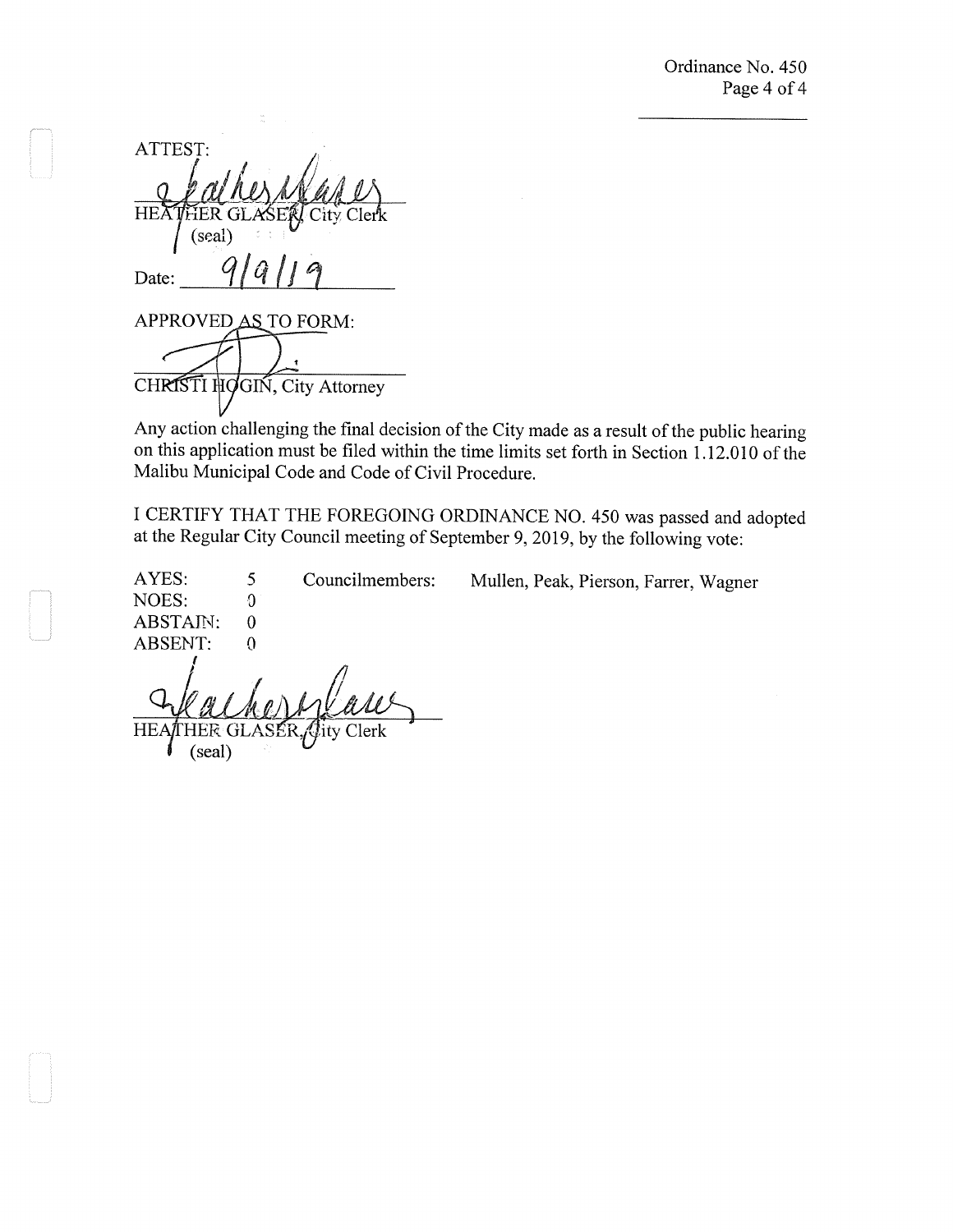Ordinance No. 450

ATTEST:

HEATHER GLASER, City Clerk
(seal)

Date: 9/9/19

APPROVED AS TO FORM:

CHRISTI HOGIN, City Attorney

Any action challenging the final decision of the City made as a result of the public hearing on this application must be filed within the time limits set forth in Section 1.12.010 of the Malibu Municipal Code and Code of Civil Procedure.

I CERTIFY THAT THE FOREGOING ORDINANCE NO. 450 was passed and adopted at the Regular City Council meeting of September 9, 2019, by the following vote:

| | | | |
|---|---|---|---|
| AYES: | 5 | Councilmembers: | Mullen, Peak, Pierson, Farrer, Wagner |
| NOES: | 0 | | |
| ABSTAIN: | 0 | | |
| ABSENT: | 0 | | |

HEATHER GLASER, City Clerk
(seal)